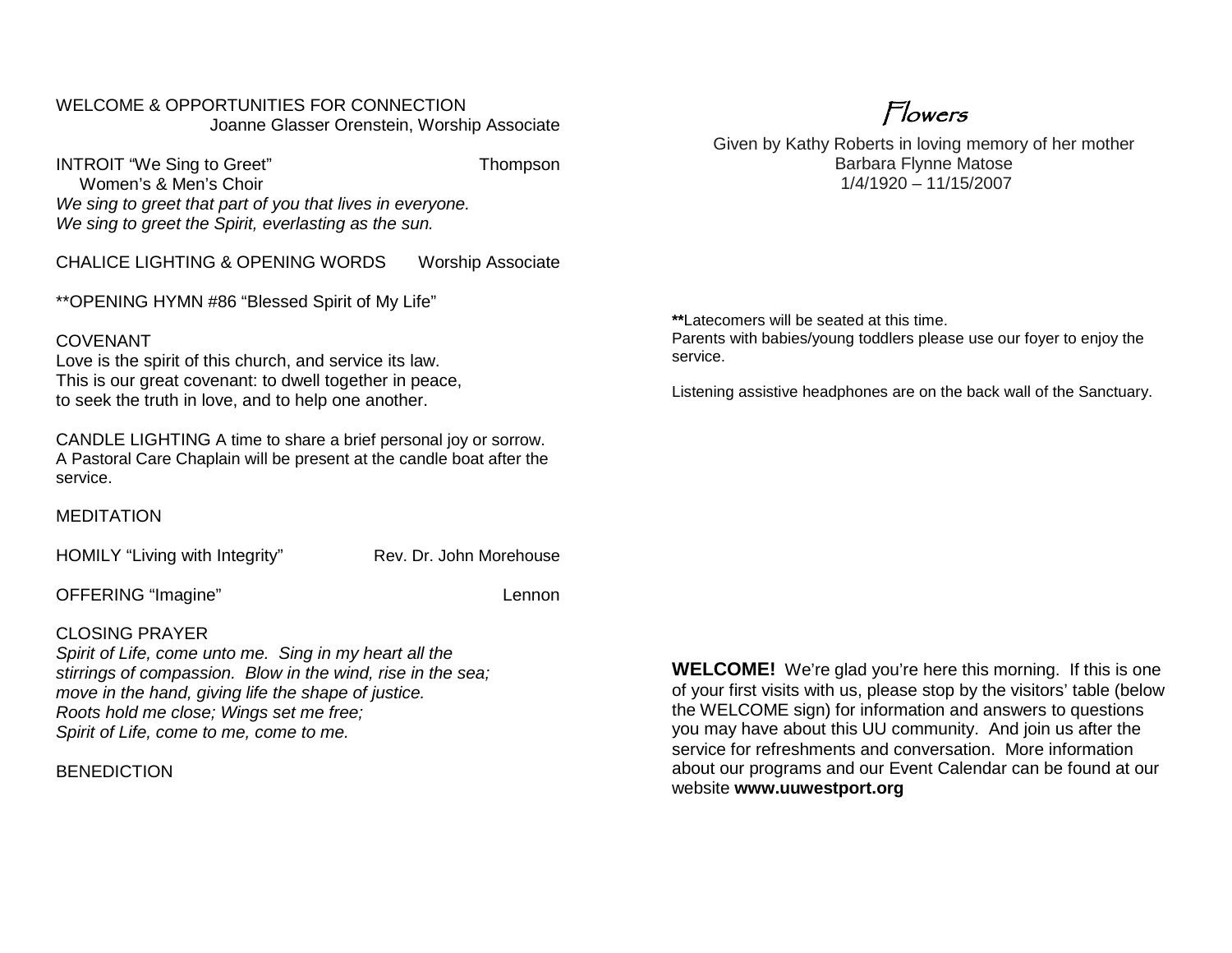WELCOME & OPPORTUNITIES FOR CONNECTION
Joanne Glasser Orenstein, Worship Associate

INTROIT "We Sing to Greet" Thompson
Women's & Men's Choir
*We sing to greet that part of you that lives in everyone.*
*We sing to greet the Spirit, everlasting as the sun.*

CHALICE LIGHTING & OPENING WORDS Worship Associate

**OPENING HYMN #86 "Blessed Spirit of My Life"

COVENANT
Love is the spirit of this church, and service its law.
This is our great covenant: to dwell together in peace,
to seek the truth in love, and to help one another.

CANDLE LIGHTING A time to share a brief personal joy or sorrow. A Pastoral Care Chaplain will be present at the candle boat after the service.

MEDITATION

HOMILY "Living with Integrity" Rev. Dr. John Morehouse

OFFERING "Imagine" Lennon

CLOSING PRAYER
*Spirit of Life, come unto me. Sing in my heart all the stirrings of compassion. Blow in the wind, rise in the sea; move in the hand, giving life the shape of justice.*
*Roots hold me close; Wings set me free;*
*Spirit of Life, come to me, come to me.*

BENEDICTION

# Flowers

Given by Kathy Roberts in loving memory of her mother
Barbara Flynne Matose
1/4/1920 – 11/15/2007

**Latecomers will be seated at this time.
Parents with babies/young toddlers please use our foyer to enjoy the service.

Listening assistive headphones are on the back wall of the Sanctuary.

**WELCOME!** We're glad you're here this morning. If this is one of your first visits with us, please stop by the visitors' table (below the WELCOME sign) for information and answers to questions you may have about this UU community. And join us after the service for refreshments and conversation. More information about our programs and our Event Calendar can be found at our website **www.uuwestport.org**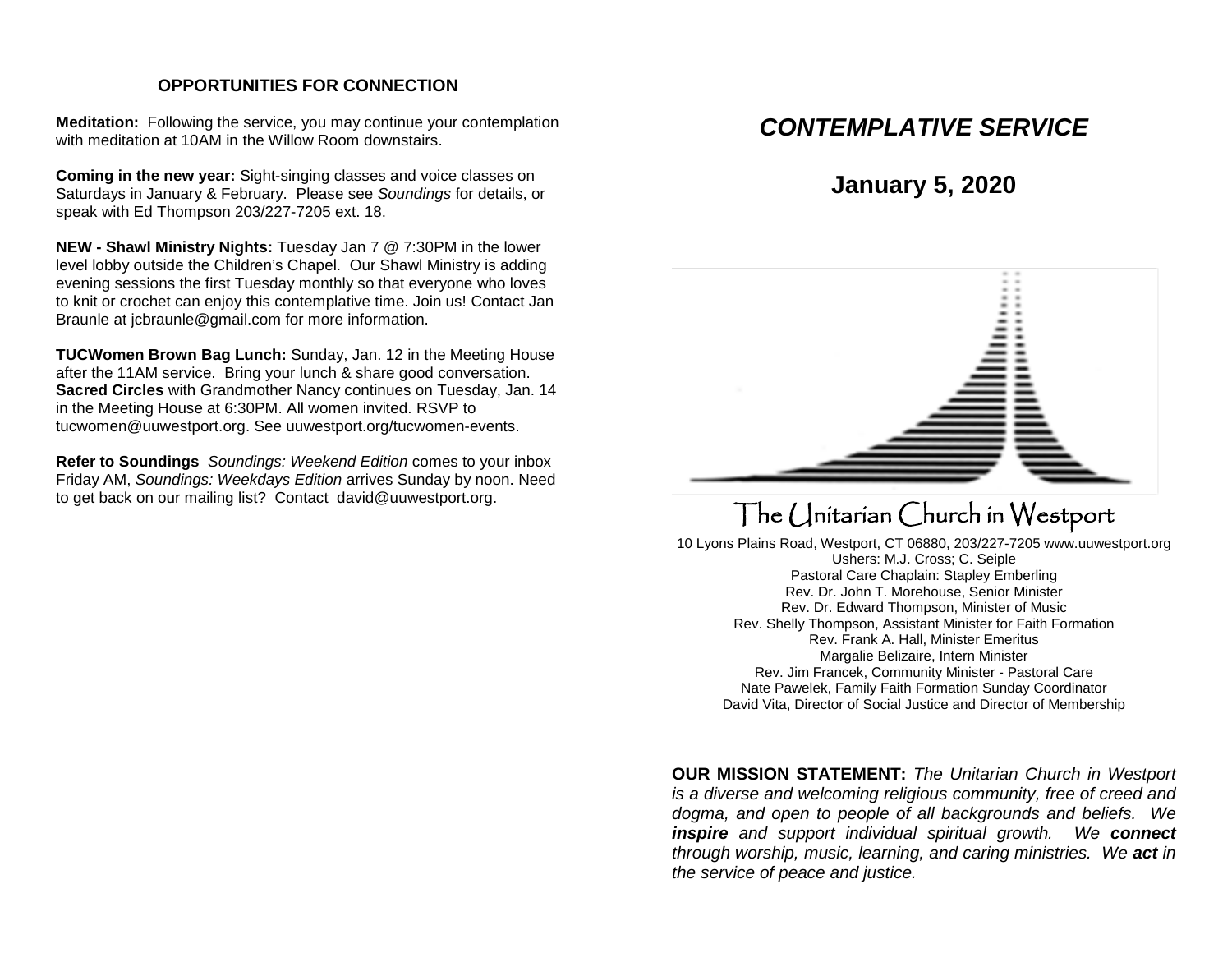## OPPORTUNITIES FOR CONNECTION

**Meditation:** Following the service, you may continue your contemplation with meditation at 10AM in the Willow Room downstairs.

**Coming in the new year:** Sight-singing classes and voice classes on Saturdays in January & February. Please see *Soundings* for details, or speak with Ed Thompson 203/227-7205 ext. 18.

**NEW - Shawl Ministry Nights:** Tuesday Jan 7 @ 7:30PM in the lower level lobby outside the Children's Chapel. Our Shawl Ministry is adding evening sessions the first Tuesday monthly so that everyone who loves to knit or crochet can enjoy this contemplative time. Join us! Contact Jan Braunle at jcbraunle@gmail.com for more information.

**TUCWomen Brown Bag Lunch:** Sunday, Jan. 12 in the Meeting House after the 11AM service. Bring your lunch & share good conversation. **Sacred Circles** with Grandmother Nancy continues on Tuesday, Jan. 14 in the Meeting House at 6:30PM. All women invited. RSVP to tucwomen@uuwestport.org. See uuwestport.org/tucwomen-events.

**Refer to Soundings** *Soundings: Weekend Edition* comes to your inbox Friday AM, *Soundings: Weekdays Edition* arrives Sunday by noon. Need to get back on our mailing list? Contact david@uuwestport.org.

# *CONTEMPLATIVE SERVICE*

## January 5, 2020

The Unitarian Church in Westport

10 Lyons Plains Road, Westport, CT 06880, 203/227-7205 www.uuwestport.org
Ushers: M.J. Cross; C. Seiple
Pastoral Care Chaplain: Stapley Emberling
Rev. Dr. John T. Morehouse, Senior Minister
Rev. Dr. Edward Thompson, Minister of Music
Rev. Shelly Thompson, Assistant Minister for Faith Formation
Rev. Frank A. Hall, Minister Emeritus
Margalie Belizaire, Intern Minister
Rev. Jim Francek, Community Minister - Pastoral Care
Nate Pawelek, Family Faith Formation Sunday Coordinator
David Vita, Director of Social Justice and Director of Membership

**OUR MISSION STATEMENT:** *The Unitarian Church in Westport is a diverse and welcoming religious community, free of creed and dogma, and open to people of all backgrounds and beliefs. We **inspire** and support individual spiritual growth. We **connect** through worship, music, learning, and caring ministries. We **act** in the service of peace and justice.*